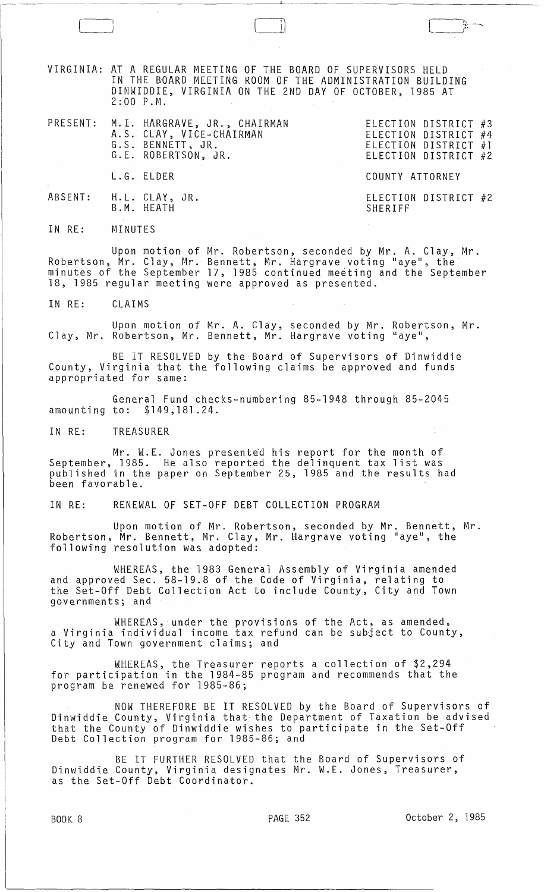VIRGINIA: AT A REGULAR MEETING OF THE BOARD OF SUPERVISORS HELD IN THE BOARD MEETING ROOM OF THE ADMINISTRATION BUILDING DINWIDDIE, VIRGINIA ON THE 2ND DAY OF OCTOBER, 1985 AT 2:00 P.M.

| | | |
|---|---|---|
| PRESENT: | M.I. HARGRAVE, JR., CHAIRMAN | ELECTION DISTRICT #3 |
| | A.S. CLAY, VICE-CHAIRMAN | ELECTION DISTRICT #4 |
| | G.S. BENNETT, JR. | ELECTION DISTRICT #1 |
| | G.E. ROBERTSON, JR. | ELECTION DISTRICT #2 |
| | L.G. ELDER | COUNTY ATTORNEY |
| ABSENT: | H.L. CLAY, JR. | ELECTION DISTRICT #2 |
| | B.M. HEATH | SHERIFF |

IN RE: MINUTES

Upon motion of Mr. Robertson, seconded by Mr. A. Clay, Mr. Robertson, Mr. Clay, Mr. Bennett, Mr. Hargrave voting "aye", the minutes of the September 17, 1985 continued meeting and the September 18, 1985 regular meeting were approved as presented.

IN RE: CLAIMS

Upon motion of Mr. A. Clay, seconded by Mr. Robertson, Mr. Clay, Mr. Robertson, Mr. Bennett, Mr. Hargrave voting "aye",

BE IT RESOLVED by the Board of Supervisors of Dinwiddie County, Virginia that the following claims be approved and funds appropriated for same:

General Fund checks-numbering 85-1948 through 85-2045 amounting to: $149,181.24.

IN RE: TREASURER

Mr. W.E. Jones presented his report for the month of September, 1985. He also reported the delinquent tax list was published in the paper on September 25, 1985 and the results had been favorable.

IN RE: RENEWAL OF SET-OFF DEBT COLLECTION PROGRAM

Upon motion of Mr. Robertson, seconded by Mr. Bennett, Mr. Robertson, Mr. Bennett, Mr. Clay, Mr. Hargrave voting "aye", the following resolution was adopted:

WHEREAS, the 1983 General Assembly of Virginia amended and approved Sec. 58-19.8 of the Code of Virginia, relating to the Set-Off Debt Collection Act to include County, City and Town governments; and

WHEREAS, under the provisions of the Act, as amended, a Virginia individual income tax refund can be subject to County, City and Town government claims; and

WHEREAS, the Treasurer reports a collection of $2,294 for participation in the 1984-85 program and recommends that the program be renewed for 1985-86;

NOW THEREFORE BE IT RESOLVED by the Board of Supervisors of Dinwiddie County, Virginia that the Department of Taxation be advised that the County of Dinwiddie wishes to participate in the Set-Off Debt Collection program for 1985-86; and

BE IT FURTHER RESOLVED that the Board of Supervisors of Dinwiddie County, Virginia designates Mr. W.E. Jones, Treasurer, as the Set-Off Debt Coordinator.

BOOK 8 PAGE 352 October 2, 1985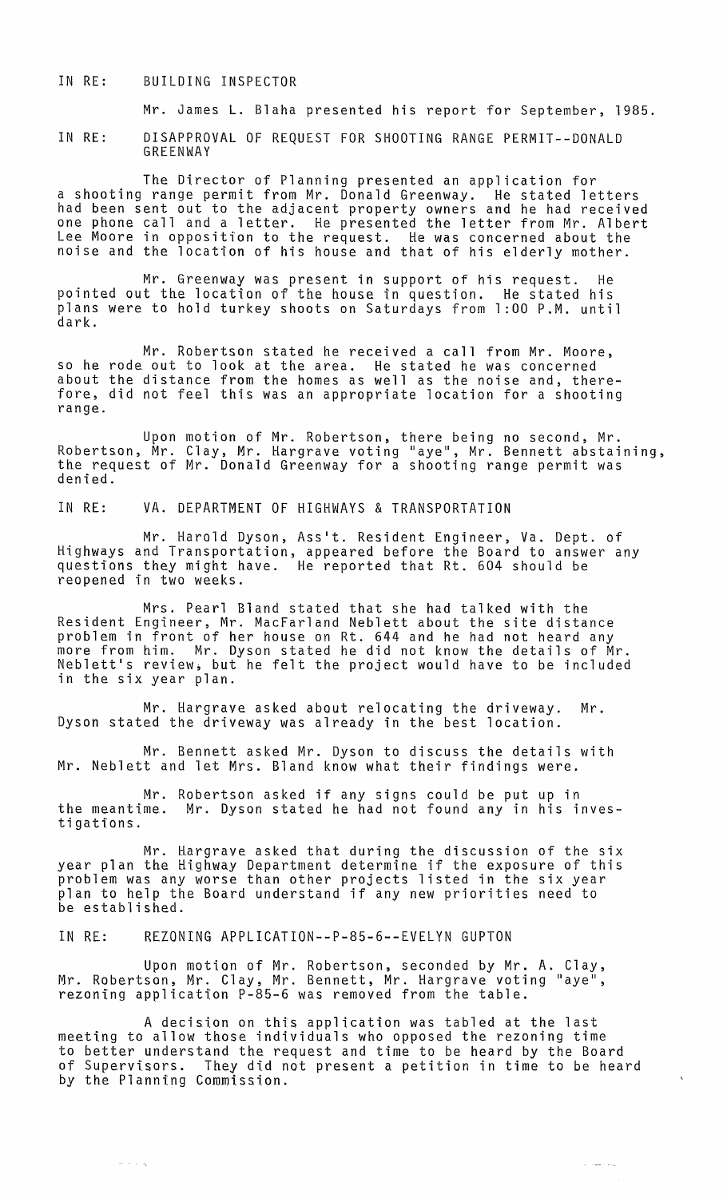IN RE: BUILDING INSPECTOR

Mr. James L. Blaha presented his report for September, 1985.

IN RE: DISAPPROVAL OF REQUEST FOR SHOOTING RANGE PERMIT--DONALD GREENWAY

The Director of Planning presented an application for a shooting range permit from Mr. Donald Greenway. He stated letters had been sent out to the adjacent property owners and he had received one phone call and a letter. He presented the letter from Mr. Albert Lee Moore in opposition to the request. He was concerned about the noise and the location of his house and that of his elderly mother.

Mr. Greenway was present in support of his request. He pointed out the location of the house in question. He stated his plans were to hold turkey shoots on Saturdays from 1:00 P.M. until dark.

Mr. Robertson stated he received a call from Mr. Moore, so he rode out to look at the area. He stated he was concerned about the distance from the homes as well as the noise and, therefore, did not feel this was an appropriate location for a shooting range.

Upon motion of Mr. Robertson, there being no second, Mr. Robertson, Mr. Clay, Mr. Hargrave voting "aye", Mr. Bennett abstaining, the request of Mr. Donald Greenway for a shooting range permit was denied.

IN RE: VA. DEPARTMENT OF HIGHWAYS & TRANSPORTATION

Mr. Harold Dyson, Ass't. Resident Engineer, Va. Dept. of Highways and Transportation, appeared before the Board to answer any questions they might have. He reported that Rt. 604 should be reopened in two weeks.

Mrs. Pearl Bland stated that she had talked with the Resident Engineer, Mr. MacFarland Neblett about the site distance problem in front of her house on Rt. 644 and he had not heard any more from him. Mr. Dyson stated he did not know the details of Mr. Neblett's review, but he felt the project would have to be included in the six year plan.

Mr. Hargrave asked about relocating the driveway. Mr. Dyson stated the driveway was already in the best location.

Mr. Bennett asked Mr. Dyson to discuss the details with Mr. Neblett and let Mrs. Bland know what their findings were.

Mr. Robertson asked if any signs could be put up in the meantime. Mr. Dyson stated he had not found any in his investigations.

Mr. Hargrave asked that during the discussion of the six year plan the Highway Department determine if the exposure of this problem was any worse than other projects listed in the six year plan to help the Board understand if any new priorities need to be established.

IN RE: REZONING APPLICATION--P-85-6--EVELYN GUPTON

Upon motion of Mr. Robertson, seconded by Mr. A. Clay, Mr. Robertson, Mr. Clay, Mr. Bennett, Mr. Hargrave voting "aye", rezoning application P-85-6 was removed from the table.

A decision on this application was tabled at the last meeting to allow those individuals who opposed the rezoning time to better understand the request and time to be heard by the Board of Supervisors. They did not present a petition in time to be heard by the Planning Commission.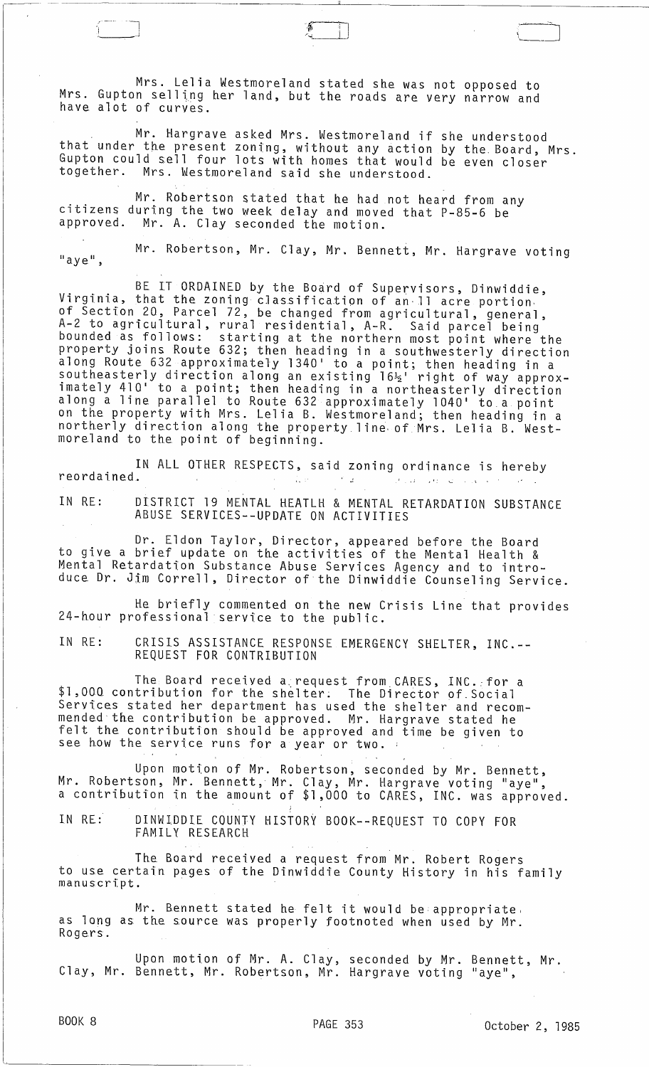Mrs. Lelia Westmoreland stated she was not opposed to Mrs. Gupton selling her land, but the roads are very narrow and have alot of curves.

Mr. Hargrave asked Mrs. Westmoreland if she understood that under the present zoning, without any action by the Board, Mrs. Gupton could sell four lots with homes that would be even closer together. Mrs. Westmoreland said she understood.

Mr. Robertson stated that he had not heard from any citizens during the two week delay and moved that P-85-6 be approved. Mr. A. Clay seconded the motion.

Mr. Robertson, Mr. Clay, Mr. Bennett, Mr. Hargrave voting "aye",

BE IT ORDAINED by the Board of Supervisors, Dinwiddie, Virginia, that the zoning classification of an 11 acre portion of Section 20, Parcel 72, be changed from agricultural, general, A-2 to agricultural, rural residential, A-R. Said parcel being bounded as follows: starting at the northern most point where the property joins Route 632; then heading in a southwesterly direction along Route 632 approximately 1340' to a point; then heading in a southeasterly direction along an existing 16½' right of way approximately 410' to a point; then heading in a northeasterly direction along a line parallel to Route 632 approximately 1040' to a point on the property with Mrs. Lelia B. Westmoreland; then heading in a northerly direction along the property line of Mrs. Lelia B. Westmoreland to the point of beginning.

IN ALL OTHER RESPECTS, said zoning ordinance is hereby reordained.

IN RE: DISTRICT 19 MENTAL HEATLH & MENTAL RETARDATION SUBSTANCE ABUSE SERVICES--UPDATE ON ACTIVITIES

Dr. Eldon Taylor, Director, appeared before the Board to give a brief update on the activities of the Mental Health & Mental Retardation Substance Abuse Services Agency and to introduce Dr. Jim Correll, Director of the Dinwiddie Counseling Service.

He briefly commented on the new Crisis Line that provides 24-hour professional service to the public.

IN RE: CRISIS ASSISTANCE RESPONSE EMERGENCY SHELTER, INC.--REQUEST FOR CONTRIBUTION

The Board received a request from CARES, INC. for a $1,000 contribution for the shelter. The Director of Social Services stated her department has used the shelter and recommended the contribution be approved. Mr. Hargrave stated he felt the contribution should be approved and time be given to see how the service runs for a year or two.

Upon motion of Mr. Robertson, seconded by Mr. Bennett, Mr. Robertson, Mr. Bennett, Mr. Clay, Mr. Hargrave voting "aye", a contribution in the amount of $1,000 to CARES, INC. was approved.

IN RE: DINWIDDIE COUNTY HISTORY BOOK--REQUEST TO COPY FOR FAMILY RESEARCH

The Board received a request from Mr. Robert Rogers to use certain pages of the Dinwiddie County History in his family manuscript.

Mr. Bennett stated he felt it would be appropriate as long as the source was properly footnoted when used by Mr. Rogers.

Upon motion of Mr. A. Clay, seconded by Mr. Bennett, Mr. Clay, Mr. Bennett, Mr. Robertson, Mr. Hargrave voting "aye",

BOOK 8 PAGE 353 October 2, 1985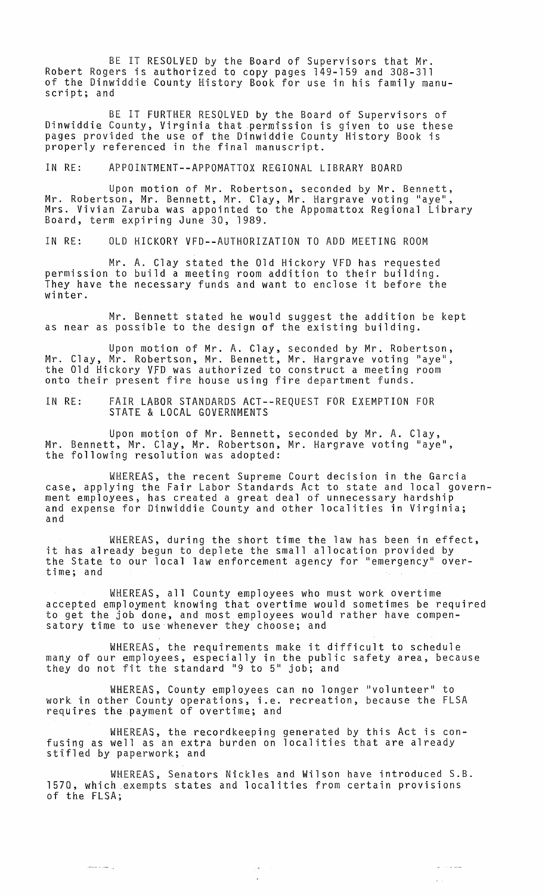BE IT RESOLVED by the Board of Supervisors that Mr. Robert Rogers is authorized to copy pages 149-159 and 308-311 of the Dinwiddie County History Book for use in his family manuscript; and

BE IT FURTHER RESOLVED by the Board of Supervisors of Dinwiddie County, Virginia that permission is given to use these pages provided the use of the Dinwiddie County History Book is properly referenced in the final manuscript.

IN RE: APPOINTMENT--APPOMATTOX REGIONAL LIBRARY BOARD

Upon motion of Mr. Robertson, seconded by Mr. Bennett, Mr. Robertson, Mr. Bennett, Mr. Clay, Mr. Hargrave voting "aye", Mrs. Vivian Zaruba was appointed to the Appomattox Regional Library Board, term expiring June 30, 1989.

IN RE: OLD HICKORY VFD--AUTHORIZATION TO ADD MEETING ROOM

Mr. A. Clay stated the Old Hickory VFD has requested permission to build a meeting room addition to their building. They have the necessary funds and want to enclose it before the winter.

Mr. Bennett stated he would suggest the addition be kept as near as possible to the design of the existing building.

Upon motion of Mr. A. Clay, seconded by Mr. Robertson, Mr. Clay, Mr. Robertson, Mr. Bennett, Mr. Hargrave voting "aye", the Old Hickory VFD was authorized to construct a meeting room onto their present fire house using fire department funds.

IN RE: FAIR LABOR STANDARDS ACT--REQUEST FOR EXEMPTION FOR STATE & LOCAL GOVERNMENTS

Upon motion of Mr. Bennett, seconded by Mr. A. Clay, Mr. Bennett, Mr. Clay, Mr. Robertson, Mr. Hargrave voting "aye", the following resolution was adopted:

WHEREAS, the recent Supreme Court decision in the Garcia case, applying the Fair Labor Standards Act to state and local government employees, has created a great deal of unnecessary hardship and expense for Dinwiddie County and other localities in Virginia; and

WHEREAS, during the short time the law has been in effect, it has already begun to deplete the small allocation provided by the State to our local law enforcement agency for "emergency" overtime; and

WHEREAS, all County employees who must work overtime accepted employment knowing that overtime would sometimes be required to get the job done, and most employees would rather have compensatory time to use whenever they choose; and

WHEREAS, the requirements make it difficult to schedule many of our employees, especially in the public safety area, because they do not fit the standard "9 to 5" job; and

WHEREAS, County employees can no longer "volunteer" to work in other County operations, i.e. recreation, because the FLSA requires the payment of overtime; and

WHEREAS, the recordkeeping generated by this Act is confusing as well as an extra burden on localities that are already stifled by paperwork; and

WHEREAS, Senators Nickles and Wilson have introduced S.B. 1570, which exempts states and localities from certain provisions of the FLSA;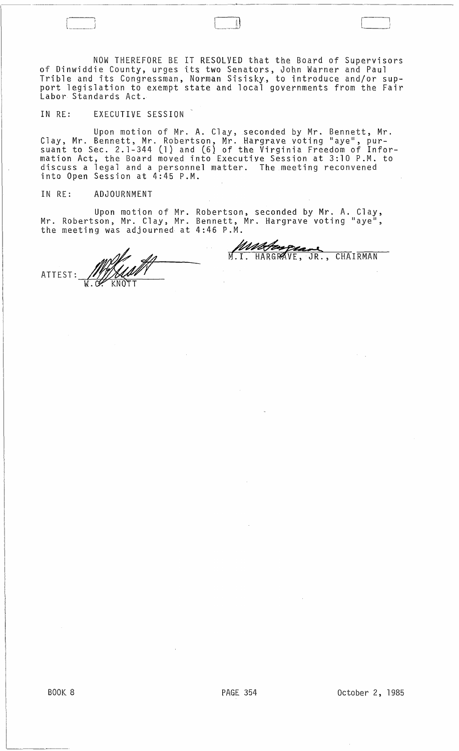NOW THEREFORE BE IT RESOLVED that the Board of Supervisors of Dinwiddie County, urges its two Senators, John Warner and Paul Trible and its Congressman, Norman Sisisky, to introduce and/or support legislation to exempt state and local governments from the Fair Labor Standards Act.

IN RE: EXECUTIVE SESSION

Upon motion of Mr. A. Clay, seconded by Mr. Bennett, Mr. Clay, Mr. Bennett, Mr. Robertson, Mr. Hargrave voting "aye", pursuant to Sec. 2.1-344 (1) and (6) of the Virginia Freedom of Information Act, the Board moved into Executive Session at 3:10 P.M. to discuss a legal and a personnel matter. The meeting reconvened into Open Session at 4:45 P.M.

IN RE: ADJOURNMENT

Upon motion of Mr. Robertson, seconded by Mr. A. Clay, Mr. Robertson, Mr. Clay, Mr. Bennett, Mr. Hargrave voting "aye", the meeting was adjourned at 4:46 P.M.

M.I. HARGRAVE, JR., CHAIRMAN

ATTEST: W.C. KNOTT

BOOK 8 PAGE 354 October 2, 1985